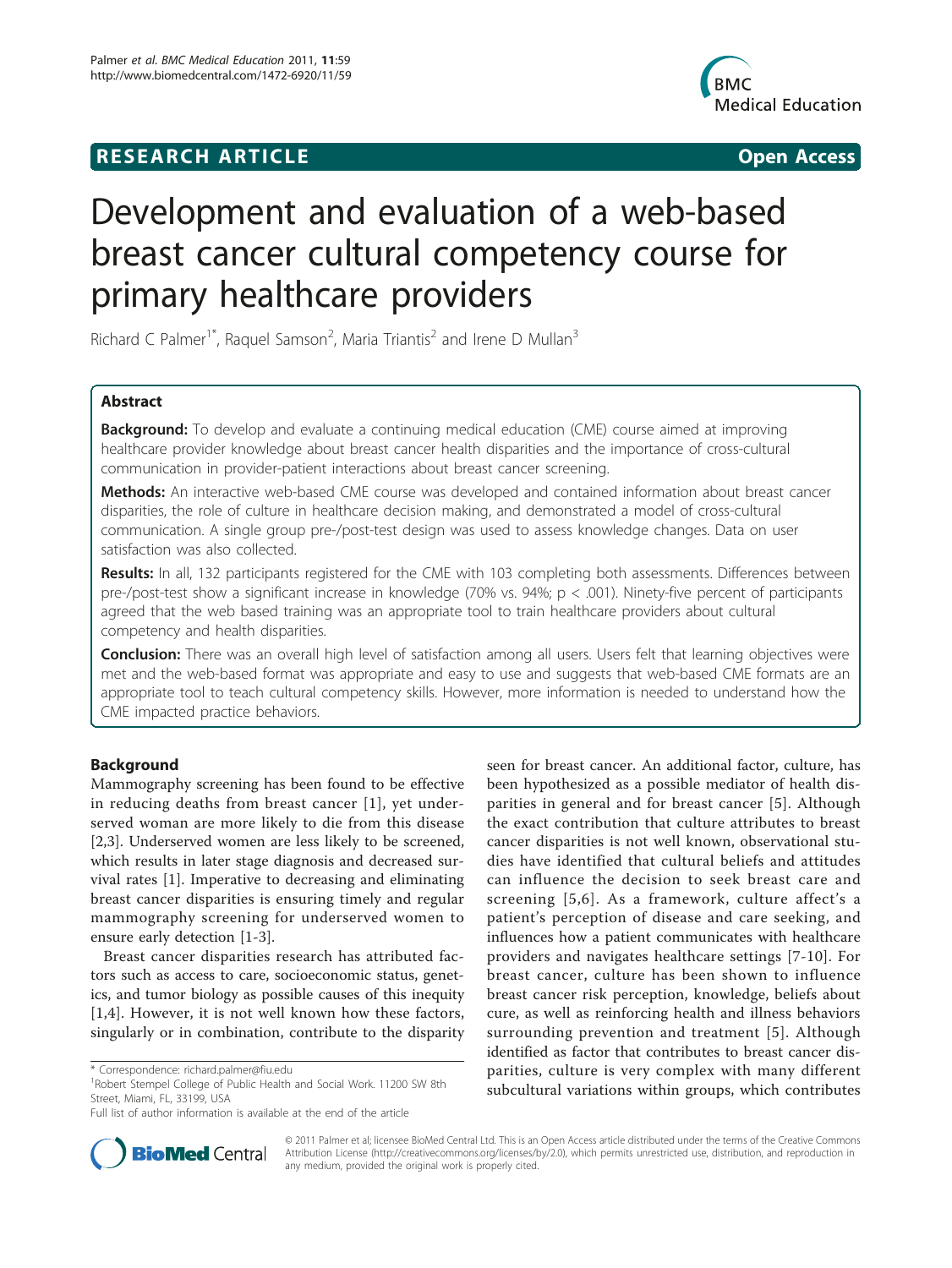RESEARCH ARTICLE Open Access

# Development and evaluation of a web-based breast cancer cultural competency course for primary healthcare providers

Richard C Palmer[1*], Raquel Samson[2], Maria Triantis[2] and Irene D Mullan[3]

## Abstract

**Background:** To develop and evaluate a continuing medical education (CME) course aimed at improving healthcare provider knowledge about breast cancer health disparities and the importance of cross-cultural communication in provider-patient interactions about breast cancer screening.

**Methods:** An interactive web-based CME course was developed and contained information about breast cancer disparities, the role of culture in healthcare decision making, and demonstrated a model of cross-cultural communication. A single group pre-/post-test design was used to assess knowledge changes. Data on user satisfaction was also collected.

**Results:** In all, 132 participants registered for the CME with 103 completing both assessments. Differences between pre-/post-test show a significant increase in knowledge (70% vs. 94%; $p < .001$). Ninety-five percent of participants agreed that the web based training was an appropriate tool to train healthcare providers about cultural competency and health disparities.

**Conclusion:** There was an overall high level of satisfaction among all users. Users felt that learning objectives were met and the web-based format was appropriate and easy to use and suggests that web-based CME formats are an appropriate tool to teach cultural competency skills. However, more information is needed to understand how the CME impacted practice behaviors.

## Background

Mammography screening has been found to be effective in reducing deaths from breast cancer [1], yet underserved woman are more likely to die from this disease [2,3]. Underserved women are less likely to be screened, which results in later stage diagnosis and decreased survival rates [1]. Imperative to decreasing and eliminating breast cancer disparities is ensuring timely and regular mammography screening for underserved women to ensure early detection [1-3].

Breast cancer disparities research has attributed factors such as access to care, socioeconomic status, genetics, and tumor biology as possible causes of this inequity [1,4]. However, it is not well known how these factors, singularly or in combination, contribute to the disparity seen for breast cancer. An additional factor, culture, has been hypothesized as a possible mediator of health disparities in general and for breast cancer [5]. Although the exact contribution that culture attributes to breast cancer disparities is not well known, observational studies have identified that cultural beliefs and attitudes can influence the decision to seek breast care and screening [5,6]. As a framework, culture affect's a patient's perception of disease and care seeking, and influences how a patient communicates with healthcare providers and navigates healthcare settings [7-10]. For breast cancer, culture has been shown to influence breast cancer risk perception, knowledge, beliefs about cure, as well as reinforcing health and illness behaviors surrounding prevention and treatment [5]. Although identified as factor that contributes to breast cancer disparities, culture is very complex with many different subcultural variations within groups, which contributes

\* Correspondence: richard.palmer@fiu.edu

[1]Robert Stempel College of Public Health and Social Work. 11200 SW 8th Street, Miami, FL, 33199, USA

Full list of author information is available at the end of the article

© 2011 Palmer et al; licensee BioMed Central Ltd. This is an Open Access article distributed under the terms of the Creative Commons Attribution License (http://creativecommons.org/licenses/by/2.0), which permits unrestricted use, distribution, and reproduction in any medium, provided the original work is properly cited.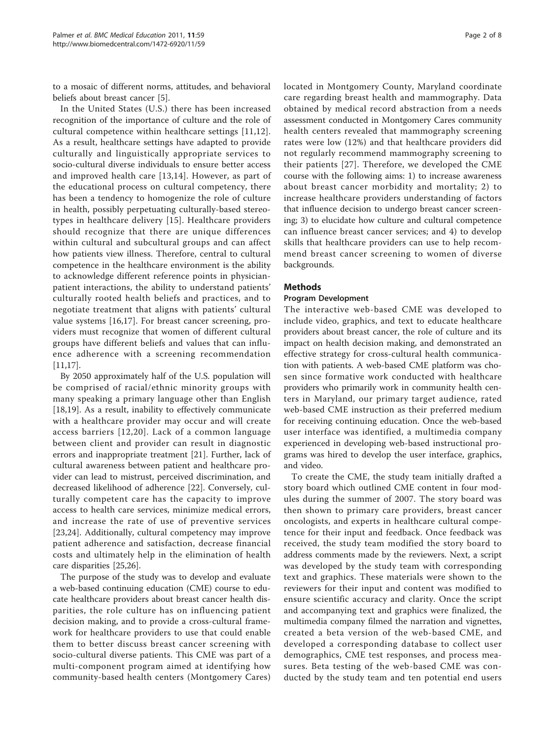to a mosaic of different norms, attitudes, and behavioral beliefs about breast cancer [5].

In the United States (U.S.) there has been increased recognition of the importance of culture and the role of cultural competence within healthcare settings [11,12]. As a result, healthcare settings have adapted to provide culturally and linguistically appropriate services to socio-cultural diverse individuals to ensure better access and improved health care [13,14]. However, as part of the educational process on cultural competency, there has been a tendency to homogenize the role of culture in health, possibly perpetuating culturally-based stereotypes in healthcare delivery [15]. Healthcare providers should recognize that there are unique differences within cultural and subcultural groups and can affect how patients view illness. Therefore, central to cultural competence in the healthcare environment is the ability to acknowledge different reference points in physician-patient interactions, the ability to understand patients' culturally rooted health beliefs and practices, and to negotiate treatment that aligns with patients' cultural value systems [16,17]. For breast cancer screening, providers must recognize that women of different cultural groups have different beliefs and values that can influence adherence with a screening recommendation [11,17].

By 2050 approximately half of the U.S. population will be comprised of racial/ethnic minority groups with many speaking a primary language other than English [18,19]. As a result, inability to effectively communicate with a healthcare provider may occur and will create access barriers [12,20]. Lack of a common language between client and provider can result in diagnostic errors and inappropriate treatment [21]. Further, lack of cultural awareness between patient and healthcare provider can lead to mistrust, perceived discrimination, and decreased likelihood of adherence [22]. Conversely, culturally competent care has the capacity to improve access to health care services, minimize medical errors, and increase the rate of use of preventive services [23,24]. Additionally, cultural competency may improve patient adherence and satisfaction, decrease financial costs and ultimately help in the elimination of health care disparities [25,26].

The purpose of the study was to develop and evaluate a web-based continuing education (CME) course to educate healthcare providers about breast cancer health disparities, the role culture has on influencing patient decision making, and to provide a cross-cultural framework for healthcare providers to use that could enable them to better discuss breast cancer screening with socio-cultural diverse patients. This CME was part of a multi-component program aimed at identifying how community-based health centers (Montgomery Cares) located in Montgomery County, Maryland coordinate care regarding breast health and mammography. Data obtained by medical record abstraction from a needs assessment conducted in Montgomery Cares community health centers revealed that mammography screening rates were low (12%) and that healthcare providers did not regularly recommend mammography screening to their patients [27]. Therefore, we developed the CME course with the following aims: 1) to increase awareness about breast cancer morbidity and mortality; 2) to increase healthcare providers understanding of factors that influence decision to undergo breast cancer screening; 3) to elucidate how culture and cultural competence can influence breast cancer services; and 4) to develop skills that healthcare providers can use to help recommend breast cancer screening to women of diverse backgrounds.

## Methods

### Program Development

The interactive web-based CME was developed to include video, graphics, and text to educate healthcare providers about breast cancer, the role of culture and its impact on health decision making, and demonstrated an effective strategy for cross-cultural health communication with patients. A web-based CME platform was chosen since formative work conducted with healthcare providers who primarily work in community health centers in Maryland, our primary target audience, rated web-based CME instruction as their preferred medium for receiving continuing education. Once the web-based user interface was identified, a multimedia company experienced in developing web-based instructional programs was hired to develop the user interface, graphics, and video.

To create the CME, the study team initially drafted a story board which outlined CME content in four modules during the summer of 2007. The story board was then shown to primary care providers, breast cancer oncologists, and experts in healthcare cultural competence for their input and feedback. Once feedback was received, the study team modified the story board to address comments made by the reviewers. Next, a script was developed by the study team with corresponding text and graphics. These materials were shown to the reviewers for their input and content was modified to ensure scientific accuracy and clarity. Once the script and accompanying text and graphics were finalized, the multimedia company filmed the narration and vignettes, created a beta version of the web-based CME, and developed a corresponding database to collect user demographics, CME test responses, and process measures. Beta testing of the web-based CME was conducted by the study team and ten potential end users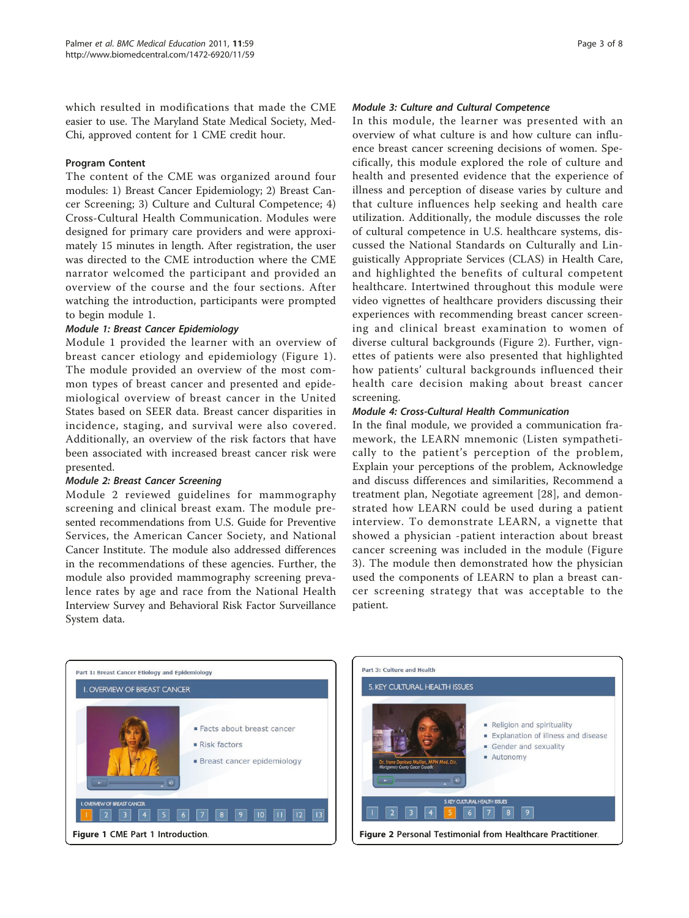which resulted in modifications that made the CME easier to use. The Maryland State Medical Society, Med-Chi, approved content for 1 CME credit hour.

### Program Content

The content of the CME was organized around four modules: 1) Breast Cancer Epidemiology; 2) Breast Cancer Screening; 3) Culture and Cultural Competence; 4) Cross-Cultural Health Communication. Modules were designed for primary care providers and were approximately 15 minutes in length. After registration, the user was directed to the CME introduction where the CME narrator welcomed the participant and provided an overview of the course and the four sections. After watching the introduction, participants were prompted to begin module 1.

#### *Module 1: Breast Cancer Epidemiology*

Module 1 provided the learner with an overview of breast cancer etiology and epidemiology (Figure 1). The module provided an overview of the most common types of breast cancer and presented and epidemiological overview of breast cancer in the United States based on SEER data. Breast cancer disparities in incidence, staging, and survival were also covered. Additionally, an overview of the risk factors that have been associated with increased breast cancer risk were presented.

#### *Module 2: Breast Cancer Screening*

Module 2 reviewed guidelines for mammography screening and clinical breast exam. The module presented recommendations from U.S. Guide for Preventive Services, the American Cancer Society, and National Cancer Institute. The module also addressed differences in the recommendations of these agencies. Further, the module also provided mammography screening prevalence rates by age and race from the National Health Interview Survey and Behavioral Risk Factor Surveillance System data.

#### *Module 3: Culture and Cultural Competence*

In this module, the learner was presented with an overview of what culture is and how culture can influence breast cancer screening decisions of women. Specifically, this module explored the role of culture and health and presented evidence that the experience of illness and perception of disease varies by culture and that culture influences help seeking and health care utilization. Additionally, the module discusses the role of cultural competence in U.S. healthcare systems, discussed the National Standards on Culturally and Linguistically Appropriate Services (CLAS) in Health Care, and highlighted the benefits of cultural competent healthcare. Intertwined throughout this module were video vignettes of healthcare providers discussing their experiences with recommending breast cancer screening and clinical breast examination to women of diverse cultural backgrounds (Figure 2). Further, vignettes of patients were also presented that highlighted how patients' cultural backgrounds influenced their health care decision making about breast cancer screening.

#### *Module 4: Cross-Cultural Health Communication*

In the final module, we provided a communication framework, the LEARN mnemonic (Listen sympathetically to the patient's perception of the problem, Explain your perceptions of the problem, Acknowledge and discuss differences and similarities, Recommend a treatment plan, Negotiate agreement [28], and demonstrated how LEARN could be used during a patient interview. To demonstrate LEARN, a vignette that showed a physician -patient interaction about breast cancer screening was included in the module (Figure 3). The module then demonstrated how the physician used the components of LEARN to plan a breast cancer screening strategy that was acceptable to the patient.

**Figure 1** CME Part 1 Introduction.

**Figure 2** Personal Testimonial from Healthcare Practitioner.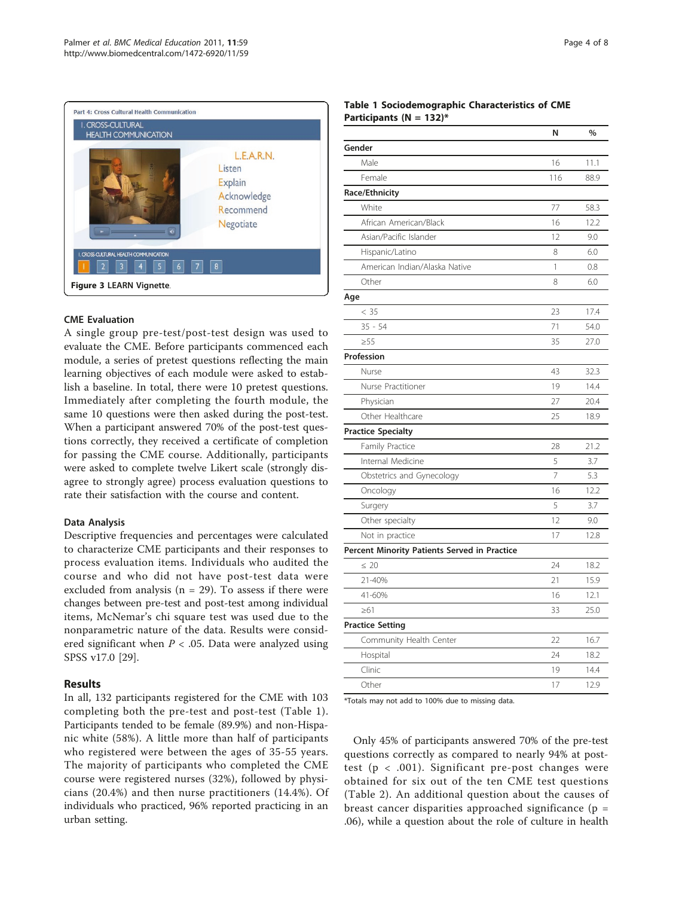Figure 3 LEARN Vignette.

### CME Evaluation

A single group pre-test/post-test design was used to evaluate the CME. Before participants commenced each module, a series of pretest questions reflecting the main learning objectives of each module were asked to establish a baseline. In total, there were 10 pretest questions. Immediately after completing the fourth module, the same 10 questions were then asked during the post-test. When a participant answered 70% of the post-test questions correctly, they received a certificate of completion for passing the CME course. Additionally, participants were asked to complete twelve Likert scale (strongly disagree to strongly agree) process evaluation questions to rate their satisfaction with the course and content.

### Data Analysis

Descriptive frequencies and percentages were calculated to characterize CME participants and their responses to process evaluation items. Individuals who audited the course and who did not have post-test data were excluded from analysis (n = 29). To assess if there were changes between pre-test and post-test among individual items, McNemar's chi square test was used due to the nonparametric nature of the data. Results were considered significant when $P < .05$. Data were analyzed using SPSS v17.0 [29].

## Results

In all, 132 participants registered for the CME with 103 completing both the pre-test and post-test (Table 1). Participants tended to be female (89.9%) and non-Hispanic white (58%). A little more than half of participants who registered were between the ages of 35-55 years. The majority of participants who completed the CME course were registered nurses (32%), followed by physicians (20.4%) and then nurse practitioners (14.4%). Of individuals who practiced, 96% reported practicing in an urban setting.

**Table 1 Sociodemographic Characteristics of CME Participants (N = 132)***

| | N | % |
|---|---|---|
| **Gender** | | |
| Male | 16 | 11.1 |
| Female | 116 | 88.9 |
| **Race/Ethnicity** | | |
| White | 77 | 58.3 |
| African American/Black | 16 | 12.2 |
| Asian/Pacific Islander | 12 | 9.0 |
| Hispanic/Latino | 8 | 6.0 |
| American Indian/Alaska Native | 1 | 0.8 |
| Other | 8 | 6.0 |
| **Age** | | |
| < 35 | 23 | 17.4 |
| 35 - 54 | 71 | 54.0 |
| ≥55 | 35 | 27.0 |
| **Profession** | | |
| Nurse | 43 | 32.3 |
| Nurse Practitioner | 19 | 14.4 |
| Physician | 27 | 20.4 |
| Other Healthcare | 25 | 18.9 |
| **Practice Specialty** | | |
| Family Practice | 28 | 21.2 |
| Internal Medicine | 5 | 3.7 |
| Obstetrics and Gynecology | 7 | 5.3 |
| Oncology | 16 | 12.2 |
| Surgery | 5 | 3.7 |
| Other specialty | 12 | 9.0 |
| Not in practice | 17 | 12.8 |
| **Percent Minority Patients Served in Practice** | | |
| ≤ 20 | 24 | 18.2 |
| 21-40% | 21 | 15.9 |
| 41-60% | 16 | 12.1 |
| ≥61 | 33 | 25.0 |
| **Practice Setting** | | |
| Community Health Center | 22 | 16.7 |
| Hospital | 24 | 18.2 |
| Clinic | 19 | 14.4 |
| Other | 17 | 12.9 |

*Totals may not add to 100% due to missing data.

Only 45% of participants answered 70% of the pre-test questions correctly as compared to nearly 94% at post-test ($p < .001$). Significant pre-post changes were obtained for six out of the ten CME test questions (Table 2). An additional question about the causes of breast cancer disparities approached significance ($p = .06$), while a question about the role of culture in health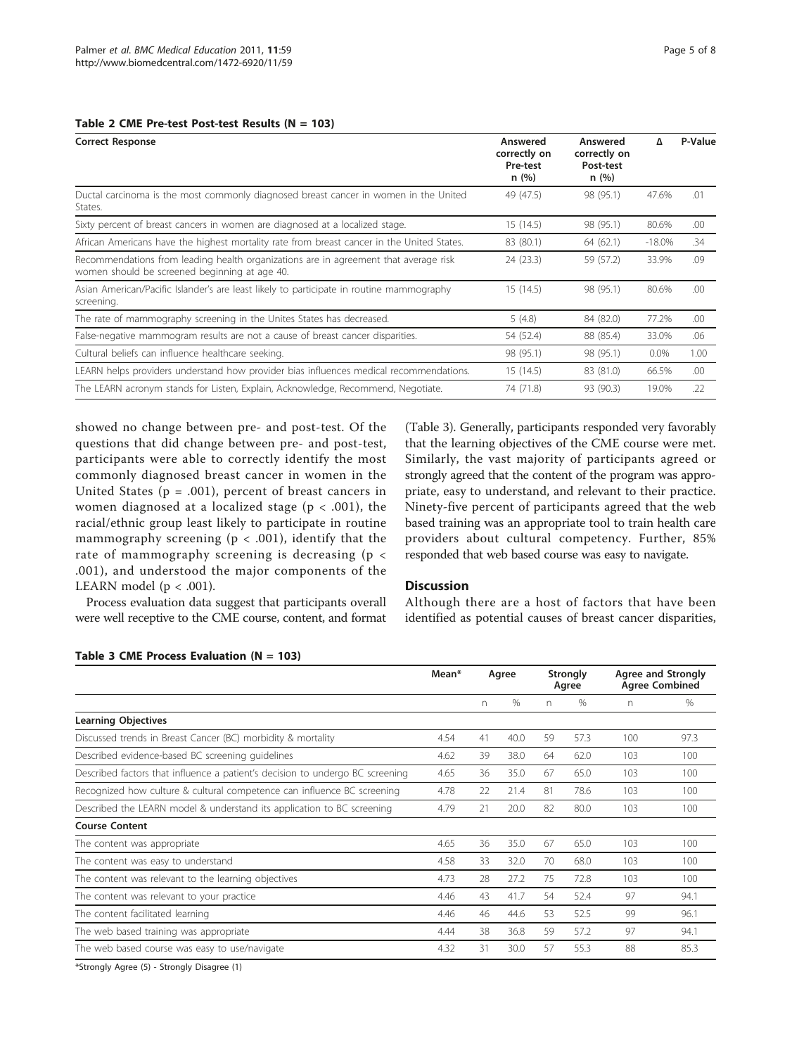**Table 2 CME Pre-test Post-test Results (N = 103)**

| Correct Response | Answered correctly on Pre-test n (%) | Answered correctly on Post-test n (%) | Δ | P-Value |
|---|---|---|---|---|
| Ductal carcinoma is the most commonly diagnosed breast cancer in women in the United States. | 49 (47.5) | 98 (95.1) | 47.6% | .01 |
| Sixty percent of breast cancers in women are diagnosed at a localized stage. | 15 (14.5) | 98 (95.1) | 80.6% | .00 |
| African Americans have the highest mortality rate from breast cancer in the United States. | 83 (80.1) | 64 (62.1) | -18.0% | .34 |
| Recommendations from leading health organizations are in agreement that average risk women should be screened beginning at age 40. | 24 (23.3) | 59 (57.2) | 33.9% | .09 |
| Asian American/Pacific Islander's are least likely to participate in routine mammography screening. | 15 (14.5) | 98 (95.1) | 80.6% | .00 |
| The rate of mammography screening in the Unites States has decreased. | 5 (4.8) | 84 (82.0) | 77.2% | .00 |
| False-negative mammogram results are not a cause of breast cancer disparities. | 54 (52.4) | 88 (85.4) | 33.0% | .06 |
| Cultural beliefs can influence healthcare seeking. | 98 (95.1) | 98 (95.1) | 0.0% | 1.00 |
| LEARN helps providers understand how provider bias influences medical recommendations. | 15 (14.5) | 83 (81.0) | 66.5% | .00 |
| The LEARN acronym stands for Listen, Explain, Acknowledge, Recommend, Negotiate. | 74 (71.8) | 93 (90.3) | 19.0% | .22 |

showed no change between pre- and post-test. Of the questions that did change between pre- and post-test, participants were able to correctly identify the most commonly diagnosed breast cancer in women in the United States ($p = .001$), percent of breast cancers in women diagnosed at a localized stage ($p < .001$), the racial/ethnic group least likely to participate in routine mammography screening ($p < .001$), identify that the rate of mammography screening is decreasing ($p < .001$), and understood the major components of the LEARN model ($p < .001$).

Process evaluation data suggest that participants overall were well receptive to the CME course, content, and format (Table 3). Generally, participants responded very favorably that the learning objectives of the CME course were met. Similarly, the vast majority of participants agreed or strongly agreed that the content of the program was appropriate, easy to understand, and relevant to their practice. Ninety-five percent of participants agreed that the web based training was an appropriate tool to train health care providers about cultural competency. Further, 85% responded that web based course was easy to navigate.

## Discussion

Although there are a host of factors that have been identified as potential causes of breast cancer disparities,

**Table 3 CME Process Evaluation (N = 103)**

| | Mean* | Agree | | Strongly Agree | | Agree and Strongly Agree Combined | |
|---|---|---|---|---|---|---|---|
| | | n | % | n | % | n | % |
| **Learning Objectives** | | | | | | | |
| Discussed trends in Breast Cancer (BC) morbidity & mortality | 4.54 | 41 | 40.0 | 59 | 57.3 | 100 | 97.3 |
| Described evidence-based BC screening guidelines | 4.62 | 39 | 38.0 | 64 | 62.0 | 103 | 100 |
| Described factors that influence a patient's decision to undergo BC screening | 4.65 | 36 | 35.0 | 67 | 65.0 | 103 | 100 |
| Recognized how culture & cultural competence can influence BC screening | 4.78 | 22 | 21.4 | 81 | 78.6 | 103 | 100 |
| Described the LEARN model & understand its application to BC screening | 4.79 | 21 | 20.0 | 82 | 80.0 | 103 | 100 |
| **Course Content** | | | | | | | |
| The content was appropriate | 4.65 | 36 | 35.0 | 67 | 65.0 | 103 | 100 |
| The content was easy to understand | 4.58 | 33 | 32.0 | 70 | 68.0 | 103 | 100 |
| The content was relevant to the learning objectives | 4.73 | 28 | 27.2 | 75 | 72.8 | 103 | 100 |
| The content was relevant to your practice | 4.46 | 43 | 41.7 | 54 | 52.4 | 97 | 94.1 |
| The content facilitated learning | 4.46 | 46 | 44.6 | 53 | 52.5 | 99 | 96.1 |
| The web based training was appropriate | 4.44 | 38 | 36.8 | 59 | 57.2 | 97 | 94.1 |
| The web based course was easy to use/navigate | 4.32 | 31 | 30.0 | 57 | 55.3 | 88 | 85.3 |

*Strongly Agree (5) - Strongly Disagree (1)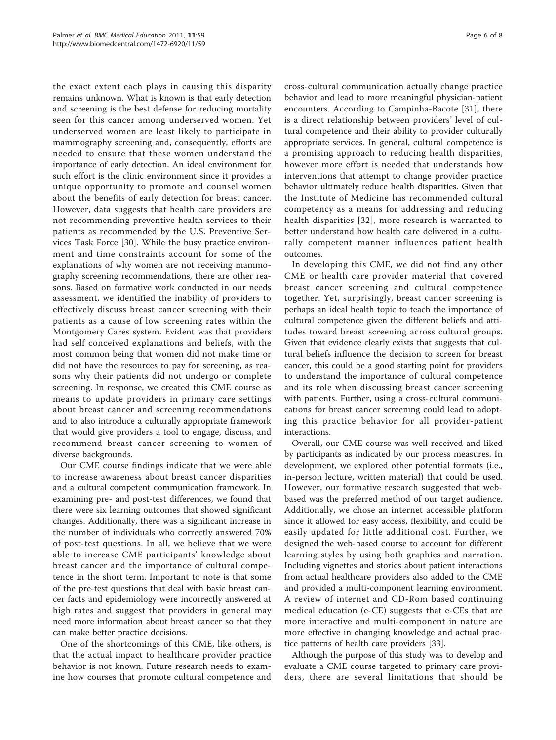the exact extent each plays in causing this disparity remains unknown. What is known is that early detection and screening is the best defense for reducing mortality seen for this cancer among underserved women. Yet underserved women are least likely to participate in mammography screening and, consequently, efforts are needed to ensure that these women understand the importance of early detection. An ideal environment for such effort is the clinic environment since it provides a unique opportunity to promote and counsel women about the benefits of early detection for breast cancer. However, data suggests that health care providers are not recommending preventive health services to their patients as recommended by the U.S. Preventive Services Task Force [30]. While the busy practice environment and time constraints account for some of the explanations of why women are not receiving mammography screening recommendations, there are other reasons. Based on formative work conducted in our needs assessment, we identified the inability of providers to effectively discuss breast cancer screening with their patients as a cause of low screening rates within the Montgomery Cares system. Evident was that providers had self conceived explanations and beliefs, with the most common being that women did not make time or did not have the resources to pay for screening, as reasons why their patients did not undergo or complete screening. In response, we created this CME course as means to update providers in primary care settings about breast cancer and screening recommendations and to also introduce a culturally appropriate framework that would give providers a tool to engage, discuss, and recommend breast cancer screening to women of diverse backgrounds.

Our CME course findings indicate that we were able to increase awareness about breast cancer disparities and a cultural competent communication framework. In examining pre- and post-test differences, we found that there were six learning outcomes that showed significant changes. Additionally, there was a significant increase in the number of individuals who correctly answered 70% of post-test questions. In all, we believe that we were able to increase CME participants' knowledge about breast cancer and the importance of cultural competence in the short term. Important to note is that some of the pre-test questions that deal with basic breast cancer facts and epidemiology were incorrectly answered at high rates and suggest that providers in general may need more information about breast cancer so that they can make better practice decisions.

One of the shortcomings of this CME, like others, is that the actual impact to healthcare provider practice behavior is not known. Future research needs to examine how courses that promote cultural competence and cross-cultural communication actually change practice behavior and lead to more meaningful physician-patient encounters. According to Campinha-Bacote [31], there is a direct relationship between providers' level of cultural competence and their ability to provider culturally appropriate services. In general, cultural competence is a promising approach to reducing health disparities, however more effort is needed that understands how interventions that attempt to change provider practice behavior ultimately reduce health disparities. Given that the Institute of Medicine has recommended cultural competency as a means for addressing and reducing health disparities [32], more research is warranted to better understand how health care delivered in a culturally competent manner influences patient health outcomes.

In developing this CME, we did not find any other CME or health care provider material that covered breast cancer screening and cultural competence together. Yet, surprisingly, breast cancer screening is perhaps an ideal health topic to teach the importance of cultural competence given the different beliefs and attitudes toward breast screening across cultural groups. Given that evidence clearly exists that suggests that cultural beliefs influence the decision to screen for breast cancer, this could be a good starting point for providers to understand the importance of cultural competence and its role when discussing breast cancer screening with patients. Further, using a cross-cultural communications for breast cancer screening could lead to adopting this practice behavior for all provider-patient interactions.

Overall, our CME course was well received and liked by participants as indicated by our process measures. In development, we explored other potential formats (i.e., in-person lecture, written material) that could be used. However, our formative research suggested that web-based was the preferred method of our target audience. Additionally, we chose an internet accessible platform since it allowed for easy access, flexibility, and could be easily updated for little additional cost. Further, we designed the web-based course to account for different learning styles by using both graphics and narration. Including vignettes and stories about patient interactions from actual healthcare providers also added to the CME and provided a multi-component learning environment. A review of internet and CD-Rom based continuing medical education (e-CE) suggests that e-CEs that are more interactive and multi-component in nature are more effective in changing knowledge and actual practice patterns of health care providers [33].

Although the purpose of this study was to develop and evaluate a CME course targeted to primary care providers, there are several limitations that should be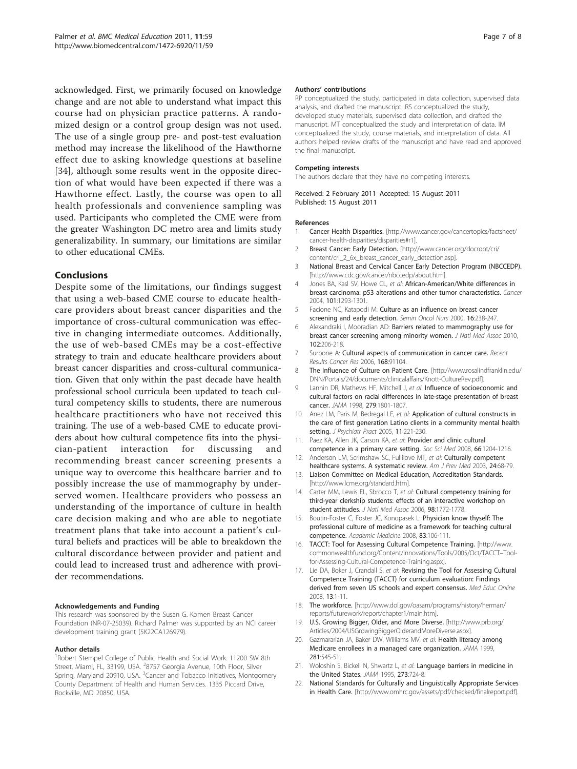acknowledged. First, we primarily focused on knowledge change and are not able to understand what impact this course had on physician practice patterns. A randomized design or a control group design was not used. The use of a single group pre- and post-test evaluation method may increase the likelihood of the Hawthorne effect due to asking knowledge questions at baseline [34], although some results went in the opposite direction of what would have been expected if there was a Hawthorne effect. Lastly, the course was open to all health professionals and convenience sampling was used. Participants who completed the CME were from the greater Washington DC metro area and limits study generalizability. In summary, our limitations are similar to other educational CMEs.

## Conclusions

Despite some of the limitations, our findings suggest that using a web-based CME course to educate healthcare providers about breast cancer disparities and the importance of cross-cultural communication was effective in changing intermediate outcomes. Additionally, the use of web-based CMEs may be a cost-effective strategy to train and educate healthcare providers about breast cancer disparities and cross-cultural communication. Given that only within the past decade have health professional school curricula been updated to teach cultural competency skills to students, there are numerous healthcare practitioners who have not received this training. The use of a web-based CME to educate providers about how cultural competence fits into the physician-patient interaction for discussing and recommending breast cancer screening presents a unique way to overcome this healthcare barrier and to possibly increase the use of mammography by underserved women. Healthcare providers who possess an understanding of the importance of culture in health care decision making and who are able to negotiate treatment plans that take into account a patient's cultural beliefs and practices will be able to breakdown the cultural discordance between provider and patient and could lead to increased trust and adherence with provider recommendations.

#### Acknowledgements and Funding

This research was sponsored by the Susan G. Komen Breast Cancer Foundation (NR-07-25039). Richard Palmer was supported by an NCI career development training grant (5K22CA126979).

#### Author details

[1]Robert Stempel College of Public Health and Social Work. 11200 SW 8th Street, Miami, FL, 33199, USA. [2]8757 Georgia Avenue, 10th Floor, Silver Spring, Maryland 20910, USA. [3]Cancer and Tobacco Initiatives, Montgomery County Department of Health and Human Services. 1335 Piccard Drive, Rockville, MD 20850, USA.

#### Authors' contributions

RP conceptualized the study, participated in data collection, supervised data analysis, and drafted the manuscript. RS conceptualized the study, developed study materials, supervised data collection, and drafted the manuscript. MT conceptualized the study and interpretation of data. IM conceptualized the study, course materials, and interpretation of data. All authors helped review drafts of the manuscript and have read and approved the final manuscript.

#### Competing interests

The authors declare that they have no competing interests.

Received: 2 February 2011 Accepted: 15 August 2011
Published: 15 August 2011

#### References

1. Cancer Health Disparities. [http://www.cancer.gov/cancertopics/factsheet/cancer-health-disparities/disparities#r1].
2. Breast Cancer: Early Detection. [http://www.cancer.org/docroot/cri/content/cri_2_6x_breast_cancer_early_detection.asp].
3. National Breast and Cervical Cancer Early Detection Program (NBCCEDP). [http://www.cdc.gov/cancer/nbccedp/about.htm].
4. Jones BA, Kasl SV, Howe CL, *et al*: African-American/White differences in breast carcinoma: p53 alterations and other tumor characteristics. *Cancer* 2004, **101**:1293-1301.
5. Facione NC, Katapodi M: Culture as an influence on breast cancer screening and early detection. *Semin Oncol Nurs* 2000, **16**:238-247.
6. Alexandraki I, Mooradian AD: Barriers related to mammography use for breast cancer screening among minority women. *J Natl Med Assoc* 2010, **102**:206-218.
7. Surbone A: Cultural aspects of communication in cancer care. *Recent Results Cancer Res* 2006, **168**:91104.
8. The Influence of Culture on Patient Care. [http://www.rosalindfranklin.edu/DNN/Portals/24/documents/clinicalaffairs/Knott-CultureRev.pdf].
9. Lannin DR, Mathews HF, Mitchell J, *et al*: Influence of socioeconomic and cultural factors on racial differences in late-stage presentation of breast cancer. *JAMA* 1998, **279**:1801-1807.
10. Anez LM, Paris M, Bedregal LE, *et al*: Application of cultural constructs in the care of first generation Latino clients in a community mental health setting. *J Psychiatr Pract* 2005, **11**:221-230.
11. Paez KA, Allen JK, Carson KA, *et al*: Provider and clinic cultural competence in a primary care setting. *Soc Sci Med* 2008, **66**:1204-1216.
12. Anderson LM, Scrimshaw SC, Fullilove MT, *et al*: Culturally competent healthcare systems. A systematic review. *Am J Prev Med* 2003, **24**:68-79.
13. Liaison Committee on Medical Education, Accreditation Standards. [http://www.lcme.org/standard.htm].
14. Carter MM, Lewis EL, Sbrocco T, *et al*: Cultural competency training for third-year clerkship students: effects of an interactive workshop on student attitudes. *J Natl Med Assoc* 2006, **98**:1772-1778.
15. Boutin-Foster C, Foster JC, Konopasek L: Physician know thyself: The professional culture of medicine as a framework for teaching cultural competence. *Academic Medicine* 2008, **83**:106-111.
16. TACCT: Tool for Assessing Cultural Competence Training. [http://www.commonwealthfund.org/Content/Innovations/Tools/2005/Oct/TACCT–Tool-for-Assessing-Cultural-Competence-Training.aspx].
17. Lie DA, Boker J, Crandall S, *et al*: Revising the Tool for Assessing Cultural Competence Training (TACCT) for curriculum evaluation: Findings derived from seven US schools and expert consensus. *Med Educ Online* 2008, **13**:1-11.
18. The workforce. [http://www.dol.gov/oasam/programs/history/herman/reports/futurework/report/chapter1/main.htm].
19. U.S. Growing Bigger, Older, and More Diverse. [http://www.prb.org/Articles/2004/USGrowingBiggerOlderandMoreDiverse.aspx].
20. Gazmararian JA, Baker DW, Williams MV, *et al*: Health literacy among Medicare enrollees in a managed care organization. *JAMA* 1999, **281**:545-51.
21. Woloshin S, Bickell N, Shwartz L, *et al*: Language barriers in medicine in the United States. *JAMA* 1995, **273**:724-8.
22. National Standards for Culturally and Linguistically Appropriate Services in Health Care. [http://www.omhrc.gov/assets/pdf/checked/finalreport.pdf].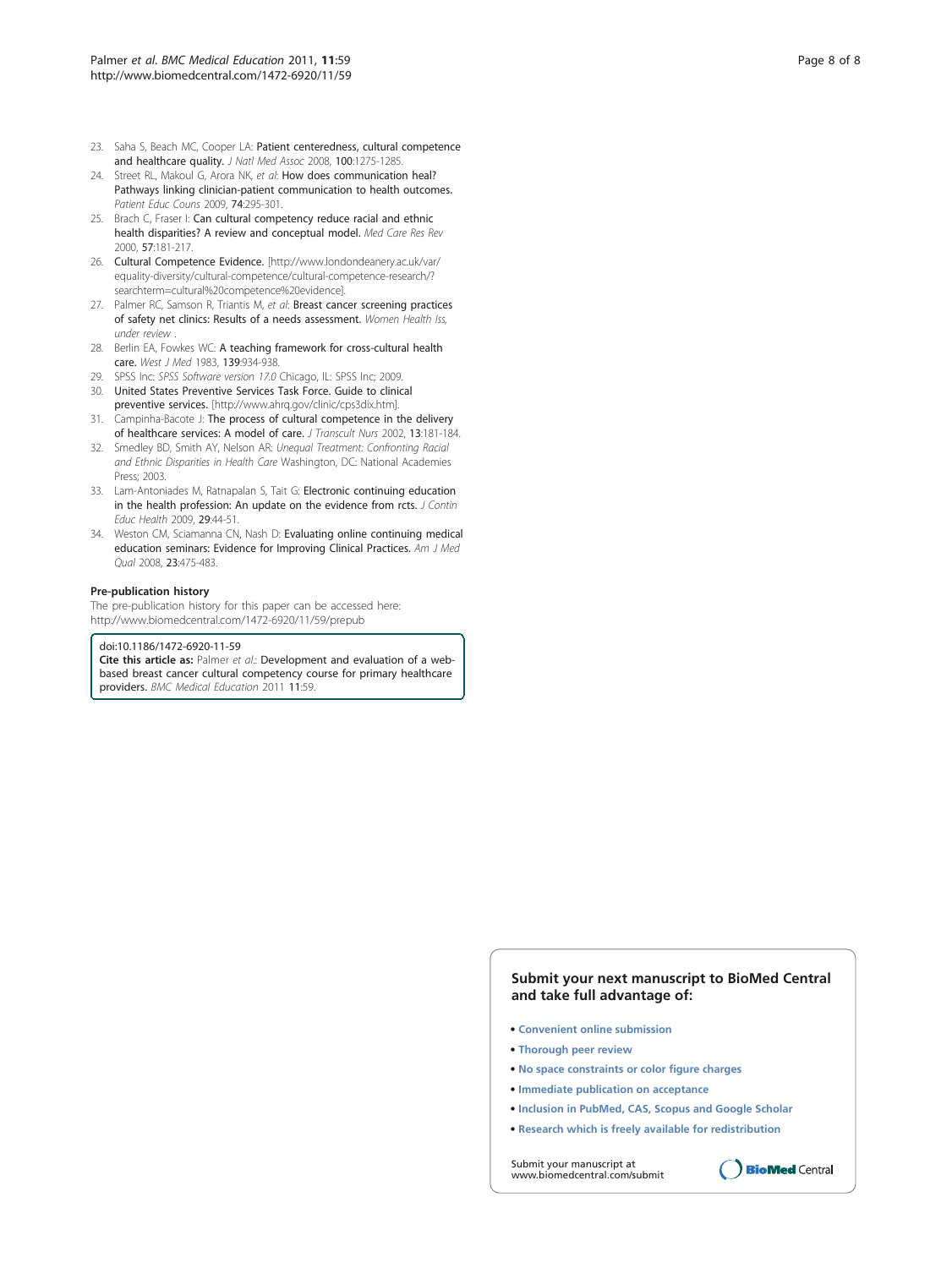23. Saha S, Beach MC, Cooper LA: **Patient centeredness, cultural competence and healthcare quality.** *J Natl Med Assoc* 2008, **100**:1275-1285.
24. Street RL, Makoul G, Arora NK, *et al*: **How does communication heal? Pathways linking clinician-patient communication to health outcomes.** *Patient Educ Couns* 2009, **74**:295-301.
25. Brach C, Fraser I: **Can cultural competency reduce racial and ethnic health disparities? A review and conceptual model.** *Med Care Res Rev* 2000, **57**:181-217.
26. **Cultural Competence Evidence.** [http://www.londondeanery.ac.uk/var/equality-diversity/cultural-competence/cultural-competence-research/?searchterm=cultural%20competence%20evidence].
27. Palmer RC, Samson R, Triantis M, *et al*: **Breast cancer screening practices of safety net clinics: Results of a needs assessment.** *Women Health Iss, under review* .
28. Berlin EA, Fowkes WC: **A teaching framework for cross-cultural health care.** *West J Med* 1983, **139**:934-938.
29. SPSS Inc: *SPSS Software version 17.0* Chicago, IL: SPSS Inc; 2009.
30. **United States Preventive Services Task Force. Guide to clinical preventive services.** [http://www.ahrq.gov/clinic/cps3dix.htm].
31. Campinha-Bacote J: **The process of cultural competence in the delivery of healthcare services: A model of care.** *J Transcult Nurs* 2002, **13**:181-184.
32. Smedley BD, Smith AY, Nelson AR: *Unequal Treatment: Confronting Racial and Ethnic Disparities in Health Care* Washington, DC: National Academies Press; 2003.
33. Lam-Antoniades M, Ratnapalan S, Tait G: **Electronic continuing education in the health profession: An update on the evidence from rcts.** *J Contin Educ Health* 2009, **29**:44-51.
34. Weston CM, Sciamanna CN, Nash D: **Evaluating online continuing medical education seminars: Evidence for Improving Clinical Practices.** *Am J Med Qual* 2008, **23**:475-483.

#### Pre-publication history

The pre-publication history for this paper can be accessed here:
http://www.biomedcentral.com/1472-6920/11/59/prepub

doi:10.1186/1472-6920-11-59

**Cite this article as:** Palmer *et al.*: Development and evaluation of a web-based breast cancer cultural competency course for primary healthcare providers. *BMC Medical Education* 2011 **11**:59.

**Submit your next manuscript to BioMed Central and take full advantage of:**

- Convenient online submission
- Thorough peer review
- No space constraints or color figure charges
- Immediate publication on acceptance
- Inclusion in PubMed, CAS, Scopus and Google Scholar
- Research which is freely available for redistribution

Submit your manuscript at
www.biomedcentral.com/submit